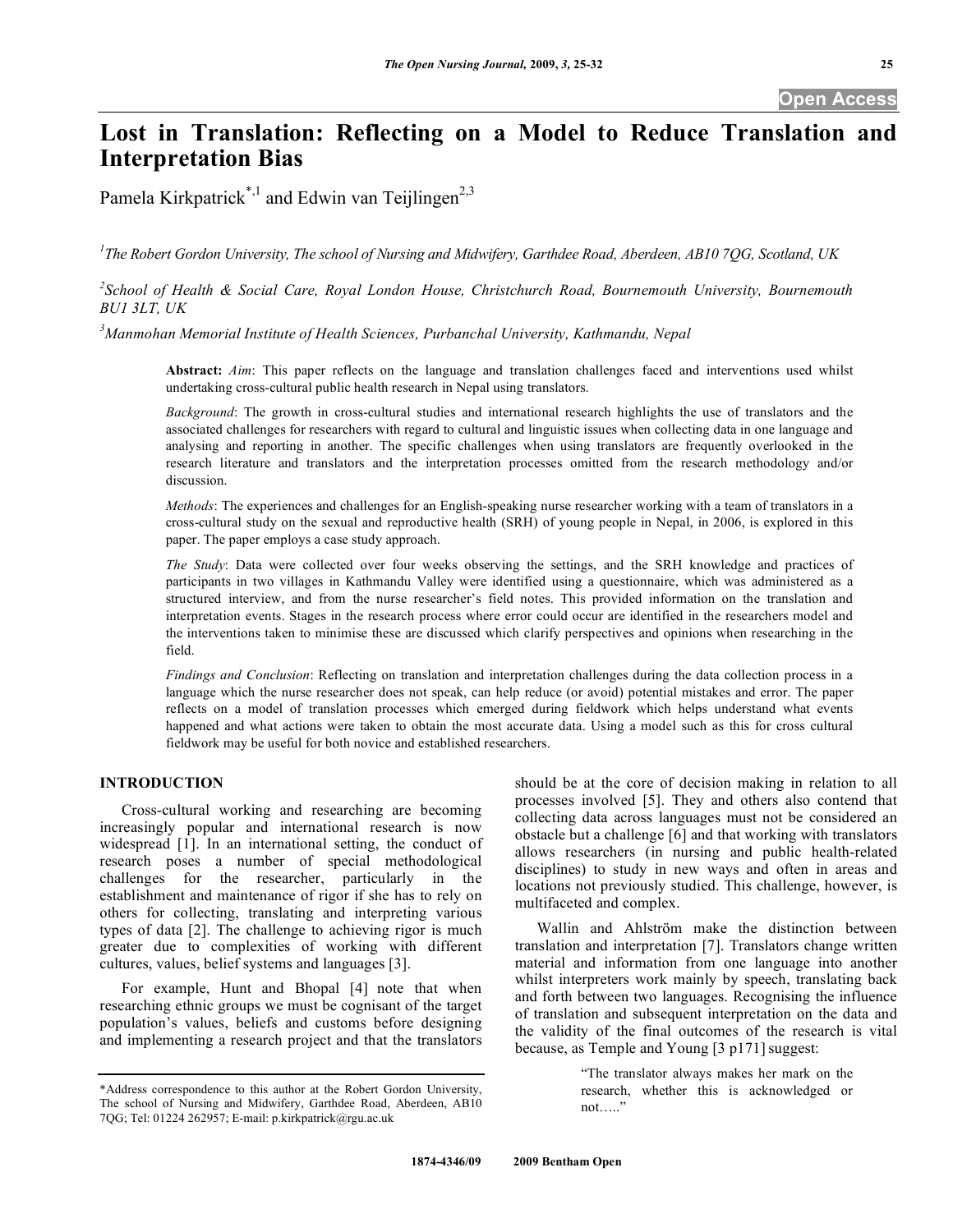# Lost in Translation: Reflecting on a Model to Reduce Translation and Interpretation Bias

Pamela Kirkpatrick[*,1] and Edwin van Teijlingen[2,3]

[1]The Robert Gordon University, The school of Nursing and Midwifery, Garthdee Road, Aberdeen, AB10 7QG, Scotland, UK

[2]School of Health & Social Care, Royal London House, Christchurch Road, Bournemouth University, Bournemouth BU1 3LT, UK

[3]Manmohan Memorial Institute of Health Sciences, Purbanchal University, Kathmandu, Nepal

**Abstract:** *Aim*: This paper reflects on the language and translation challenges faced and interventions used whilst undertaking cross-cultural public health research in Nepal using translators.

*Background*: The growth in cross-cultural studies and international research highlights the use of translators and the associated challenges for researchers with regard to cultural and linguistic issues when collecting data in one language and analysing and reporting in another. The specific challenges when using translators are frequently overlooked in the research literature and translators and the interpretation processes omitted from the research methodology and/or discussion.

*Methods*: The experiences and challenges for an English-speaking nurse researcher working with a team of translators in a cross-cultural study on the sexual and reproductive health (SRH) of young people in Nepal, in 2006, is explored in this paper. The paper employs a case study approach.

*The Study*: Data were collected over four weeks observing the settings, and the SRH knowledge and practices of participants in two villages in Kathmandu Valley were identified using a questionnaire, which was administered as a structured interview, and from the nurse researcher's field notes. This provided information on the translation and interpretation events. Stages in the research process where error could occur are identified in the researchers model and the interventions taken to minimise these are discussed which clarify perspectives and opinions when researching in the field.

*Findings and Conclusion*: Reflecting on translation and interpretation challenges during the data collection process in a language which the nurse researcher does not speak, can help reduce (or avoid) potential mistakes and error. The paper reflects on a model of translation processes which emerged during fieldwork which helps understand what events happened and what actions were taken to obtain the most accurate data. Using a model such as this for cross cultural fieldwork may be useful for both novice and established researchers.

## INTRODUCTION

Cross-cultural working and researching are becoming increasingly popular and international research is now widespread [1]. In an international setting, the conduct of research poses a number of special methodological challenges for the researcher, particularly in the establishment and maintenance of rigor if she has to rely on others for collecting, translating and interpreting various types of data [2]. The challenge to achieving rigor is much greater due to complexities of working with different cultures, values, belief systems and languages [3].

For example, Hunt and Bhopal [4] note that when researching ethnic groups we must be cognisant of the target population's values, beliefs and customs before designing and implementing a research project and that the translators should be at the core of decision making in relation to all processes involved [5]. They and others also contend that collecting data across languages must not be considered an obstacle but a challenge [6] and that working with translators allows researchers (in nursing and public health-related disciplines) to study in new ways and often in areas and locations not previously studied. This challenge, however, is multifaceted and complex.

Wallin and Ahlström make the distinction between translation and interpretation [7]. Translators change written material and information from one language into another whilst interpreters work mainly by speech, translating back and forth between two languages. Recognising the influence of translation and subsequent interpretation on the data and the validity of the final outcomes of the research is vital because, as Temple and Young [3 p171] suggest:

> "The translator always makes her mark on the research, whether this is acknowledged or not….."

*Address correspondence to this author at the Robert Gordon University, The school of Nursing and Midwifery, Garthdee Road, Aberdeen, AB10 7QG; Tel: 01224 262957; E-mail: p.kirkpatrick@rgu.ac.uk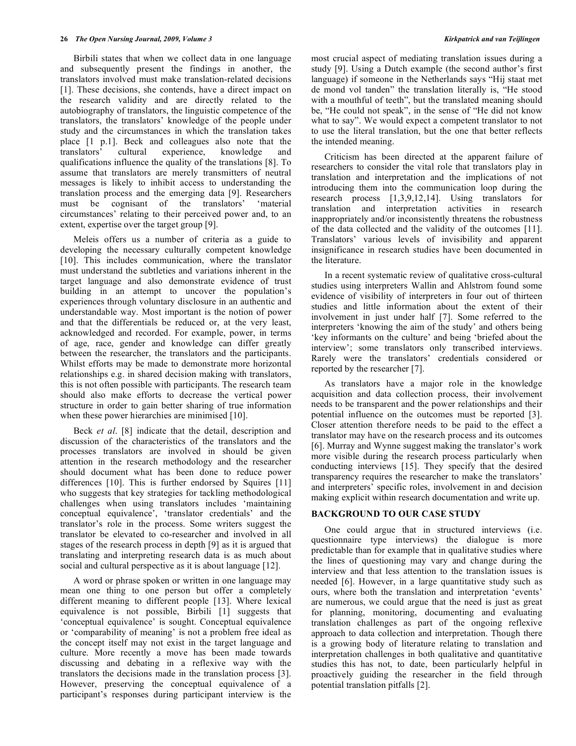Birbili states that when we collect data in one language and subsequently present the findings in another, the translators involved must make translation-related decisions [1]. These decisions, she contends, have a direct impact on the research validity and are directly related to the autobiography of translators, the linguistic competence of the translators, the translators' knowledge of the people under study and the circumstances in which the translation takes place [1 p.1]. Beck and colleagues also note that the translators' cultural experience, knowledge and qualifications influence the quality of the translations [8]. To assume that translators are merely transmitters of neutral messages is likely to inhibit access to understanding the translation process and the emerging data [9]. Researchers must be cognisant of the translators' 'material circumstances' relating to their perceived power and, to an extent, expertise over the target group [9].

Meleis offers us a number of criteria as a guide to developing the necessary culturally competent knowledge [10]. This includes communication, where the translator must understand the subtleties and variations inherent in the target language and also demonstrate evidence of trust building in an attempt to uncover the population's experiences through voluntary disclosure in an authentic and understandable way. Most important is the notion of power and that the differentials be reduced or, at the very least, acknowledged and recorded. For example, power, in terms of age, race, gender and knowledge can differ greatly between the researcher, the translators and the participants. Whilst efforts may be made to demonstrate more horizontal relationships e.g. in shared decision making with translators, this is not often possible with participants. The research team should also make efforts to decrease the vertical power structure in order to gain better sharing of true information when these power hierarchies are minimised [10].

Beck *et al*. [8] indicate that the detail, description and discussion of the characteristics of the translators and the processes translators are involved in should be given attention in the research methodology and the researcher should document what has been done to reduce power differences [10]. This is further endorsed by Squires [11] who suggests that key strategies for tackling methodological challenges when using translators includes 'maintaining conceptual equivalence', 'translator credentials' and the translator's role in the process. Some writers suggest the translator be elevated to co-researcher and involved in all stages of the research process in depth [9] as it is argued that translating and interpreting research data is as much about social and cultural perspective as it is about language [12].

A word or phrase spoken or written in one language may mean one thing to one person but offer a completely different meaning to different people [13]. Where lexical equivalence is not possible, Birbili [1] suggests that 'conceptual equivalence' is sought. Conceptual equivalence or 'comparability of meaning' is not a problem free ideal as the concept itself may not exist in the target language and culture. More recently a move has been made towards discussing and debating in a reflexive way with the translators the decisions made in the translation process [3]. However, preserving the conceptual equivalence of a participant's responses during participant interview is the most crucial aspect of mediating translation issues during a study [9]. Using a Dutch example (the second author's first language) if someone in the Netherlands says "Hij staat met de mond vol tanden" the translation literally is, "He stood with a mouthful of teeth", but the translated meaning should be, "He could not speak", in the sense of "He did not know what to say". We would expect a competent translator to not to use the literal translation, but the one that better reflects the intended meaning.

Criticism has been directed at the apparent failure of researchers to consider the vital role that translators play in translation and interpretation and the implications of not introducing them into the communication loop during the research process [1,3,9,12,14]. Using translators for translation and interpretation activities in research inappropriately and/or inconsistently threatens the robustness of the data collected and the validity of the outcomes [11]. Translators' various levels of invisibility and apparent insignificance in research studies have been documented in the literature.

In a recent systematic review of qualitative cross-cultural studies using interpreters Wallin and Ahlstrom found some evidence of visibility of interpreters in four out of thirteen studies and little information about the extent of their involvement in just under half [7]. Some referred to the interpreters 'knowing the aim of the study' and others being 'key informants on the culture' and being 'briefed about the interview'; some translators only transcribed interviews. Rarely were the translators' credentials considered or reported by the researcher [7].

As translators have a major role in the knowledge acquisition and data collection process, their involvement needs to be transparent and the power relationships and their potential influence on the outcomes must be reported [3]. Closer attention therefore needs to be paid to the effect a translator may have on the research process and its outcomes [6]. Murray and Wynne suggest making the translator's work more visible during the research process particularly when conducting interviews [15]. They specify that the desired transparency requires the researcher to make the translators' and interpreters' specific roles, involvement in and decision making explicit within research documentation and write up.

## BACKGROUND TO OUR CASE STUDY

One could argue that in structured interviews (i.e. questionnaire type interviews) the dialogue is more predictable than for example that in qualitative studies where the lines of questioning may vary and change during the interview and that less attention to the translation issues is needed [6]. However, in a large quantitative study such as ours, where both the translation and interpretation 'events' are numerous, we could argue that the need is just as great for planning, monitoring, documenting and evaluating translation challenges as part of the ongoing reflexive approach to data collection and interpretation. Though there is a growing body of literature relating to translation and interpretation challenges in both qualitative and quantitative studies this has not, to date, been particularly helpful in proactively guiding the researcher in the field through potential translation pitfalls [2].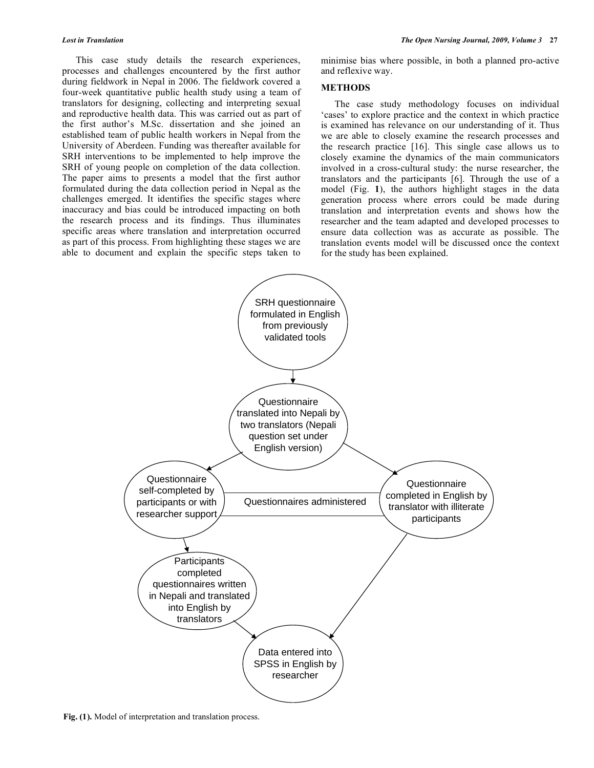This case study details the research experiences, processes and challenges encountered by the first author during fieldwork in Nepal in 2006. The fieldwork covered a four-week quantitative public health study using a team of translators for designing, collecting and interpreting sexual and reproductive health data. This was carried out as part of the first author's M.Sc. dissertation and she joined an established team of public health workers in Nepal from the University of Aberdeen. Funding was thereafter available for SRH interventions to be implemented to help improve the SRH of young people on completion of the data collection. The paper aims to presents a model that the first author formulated during the data collection period in Nepal as the challenges emerged. It identifies the specific stages where inaccuracy and bias could be introduced impacting on both the research process and its findings. Thus illuminates specific areas where translation and interpretation occurred as part of this process. From highlighting these stages we are able to document and explain the specific steps taken to minimise bias where possible, in both a planned pro-active and reflexive way.

## METHODS

The case study methodology focuses on individual 'cases' to explore practice and the context in which practice is examined has relevance on our understanding of it. Thus we are able to closely examine the research processes and the research practice [16]. This single case allows us to closely examine the dynamics of the main communicators involved in a cross-cultural study: the nurse researcher, the translators and the participants [6]. Through the use of a model (Fig. **1**), the authors highlight stages in the data generation process where errors could be made during translation and interpretation events and shows how the researcher and the team adapted and developed processes to ensure data collection was as accurate as possible. The translation events model will be discussed once the context for the study has been explained.

SRH questionnaire formulated in English from previously validated tools

Questionnaire translated into Nepali by two translators (Nepali question set under English version)

Questionnaire self-completed by participants or with researcher support

Questionnaires administered

Questionnaire completed in English by translator with illiterate participants

Participants completed questionnaires written in Nepali and translated into English by translators

Data entered into SPSS in English by researcher

**Fig. (1).** Model of interpretation and translation process.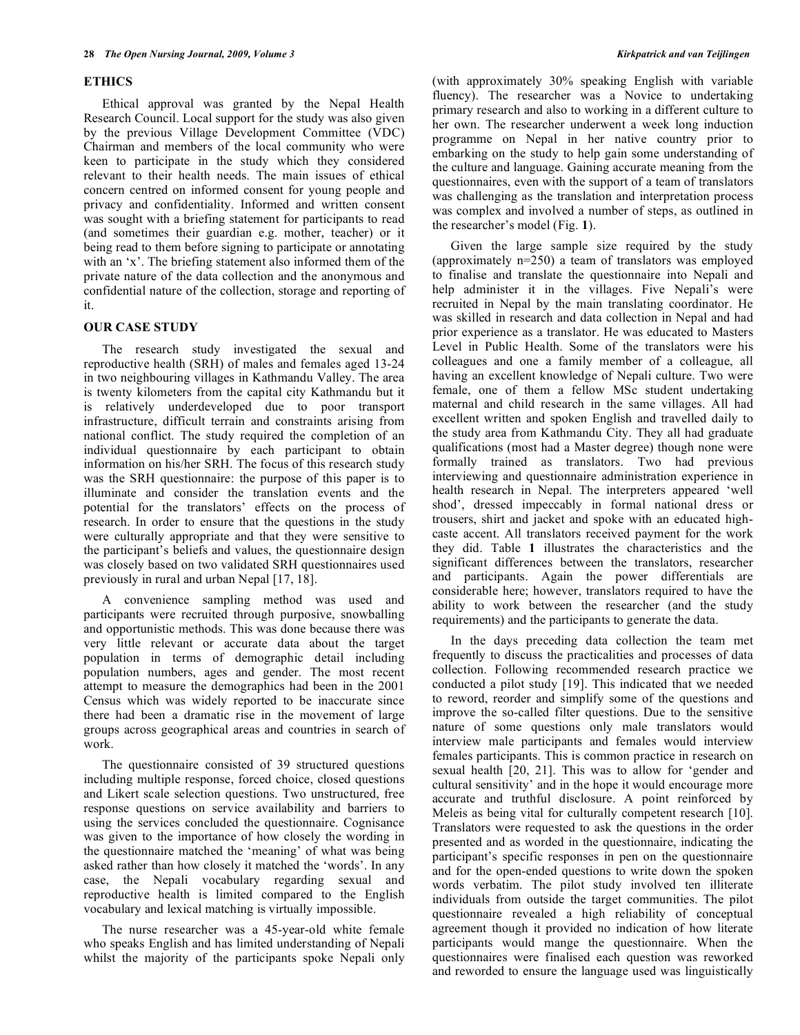## ETHICS

Ethical approval was granted by the Nepal Health Research Council. Local support for the study was also given by the previous Village Development Committee (VDC) Chairman and members of the local community who were keen to participate in the study which they considered relevant to their health needs. The main issues of ethical concern centred on informed consent for young people and privacy and confidentiality. Informed and written consent was sought with a briefing statement for participants to read (and sometimes their guardian e.g. mother, teacher) or it being read to them before signing to participate or annotating with an 'x'. The briefing statement also informed them of the private nature of the data collection and the anonymous and confidential nature of the collection, storage and reporting of it.

## OUR CASE STUDY

The research study investigated the sexual and reproductive health (SRH) of males and females aged 13-24 in two neighbouring villages in Kathmandu Valley. The area is twenty kilometers from the capital city Kathmandu but it is relatively underdeveloped due to poor transport infrastructure, difficult terrain and constraints arising from national conflict. The study required the completion of an individual questionnaire by each participant to obtain information on his/her SRH. The focus of this research study was the SRH questionnaire: the purpose of this paper is to illuminate and consider the translation events and the potential for the translators' effects on the process of research. In order to ensure that the questions in the study were culturally appropriate and that they were sensitive to the participant's beliefs and values, the questionnaire design was closely based on two validated SRH questionnaires used previously in rural and urban Nepal [17, 18].

A convenience sampling method was used and participants were recruited through purposive, snowballing and opportunistic methods. This was done because there was very little relevant or accurate data about the target population in terms of demographic detail including population numbers, ages and gender. The most recent attempt to measure the demographics had been in the 2001 Census which was widely reported to be inaccurate since there had been a dramatic rise in the movement of large groups across geographical areas and countries in search of work.

The questionnaire consisted of 39 structured questions including multiple response, forced choice, closed questions and Likert scale selection questions. Two unstructured, free response questions on service availability and barriers to using the services concluded the questionnaire. Cognisance was given to the importance of how closely the wording in the questionnaire matched the 'meaning' of what was being asked rather than how closely it matched the 'words'. In any case, the Nepali vocabulary regarding sexual and reproductive health is limited compared to the English vocabulary and lexical matching is virtually impossible.

The nurse researcher was a 45-year-old white female who speaks English and has limited understanding of Nepali whilst the majority of the participants spoke Nepali only (with approximately 30% speaking English with variable fluency). The researcher was a Novice to undertaking primary research and also to working in a different culture to her own. The researcher underwent a week long induction programme on Nepal in her native country prior to embarking on the study to help gain some understanding of the culture and language. Gaining accurate meaning from the questionnaires, even with the support of a team of translators was challenging as the translation and interpretation process was complex and involved a number of steps, as outlined in the researcher's model (Fig. **1**).

Given the large sample size required by the study (approximately n=250) a team of translators was employed to finalise and translate the questionnaire into Nepali and help administer it in the villages. Five Nepali's were recruited in Nepal by the main translating coordinator. He was skilled in research and data collection in Nepal and had prior experience as a translator. He was educated to Masters Level in Public Health. Some of the translators were his colleagues and one a family member of a colleague, all having an excellent knowledge of Nepali culture. Two were female, one of them a fellow MSc student undertaking maternal and child research in the same villages. All had excellent written and spoken English and travelled daily to the study area from Kathmandu City. They all had graduate qualifications (most had a Master degree) though none were formally trained as translators. Two had previous interviewing and questionnaire administration experience in health research in Nepal. The interpreters appeared 'well shod', dressed impeccably in formal national dress or trousers, shirt and jacket and spoke with an educated high-caste accent. All translators received payment for the work they did. Table **1** illustrates the characteristics and the significant differences between the translators, researcher and participants. Again the power differentials are considerable here; however, translators required to have the ability to work between the researcher (and the study requirements) and the participants to generate the data.

In the days preceding data collection the team met frequently to discuss the practicalities and processes of data collection. Following recommended research practice we conducted a pilot study [19]. This indicated that we needed to reword, reorder and simplify some of the questions and improve the so-called filter questions. Due to the sensitive nature of some questions only male translators would interview male participants and females would interview females participants. This is common practice in research on sexual health [20, 21]. This was to allow for 'gender and cultural sensitivity' and in the hope it would encourage more accurate and truthful disclosure. A point reinforced by Meleis as being vital for culturally competent research [10]. Translators were requested to ask the questions in the order presented and as worded in the questionnaire, indicating the participant's specific responses in pen on the questionnaire and for the open-ended questions to write down the spoken words verbatim. The pilot study involved ten illiterate individuals from outside the target communities. The pilot questionnaire revealed a high reliability of conceptual agreement though it provided no indication of how literate participants would mange the questionnaire. When the questionnaires were finalised each question was reworked and reworded to ensure the language used was linguistically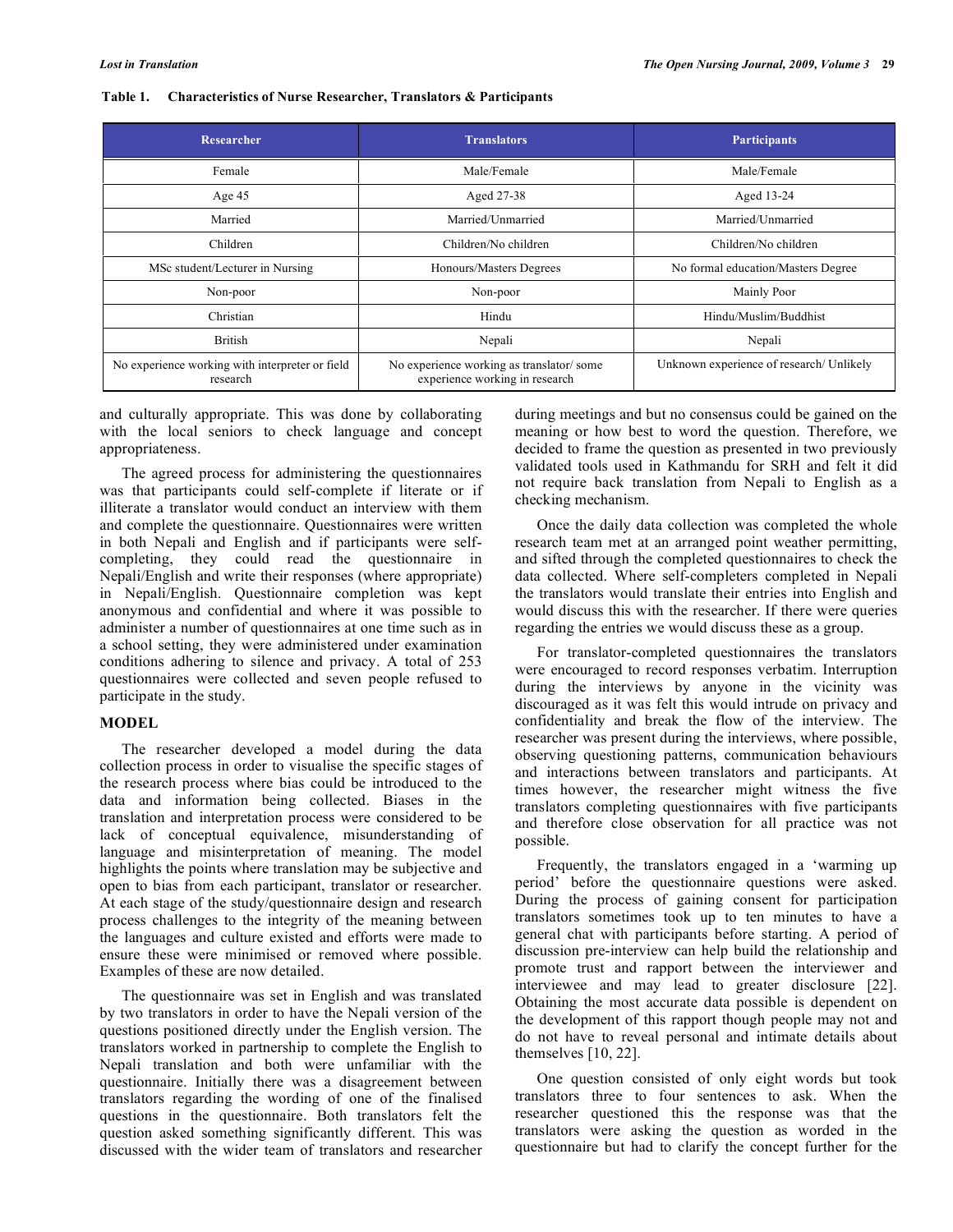**Table 1. Characteristics of Nurse Researcher, Translators & Participants**

| Researcher | Translators | Participants |
|---|---|---|
| Female | Male/Female | Male/Female |
| Age 45 | Aged 27-38 | Aged 13-24 |
| Married | Married/Unmarried | Married/Unmarried |
| Children | Children/No children | Children/No children |
| MSc student/Lecturer in Nursing | Honours/Masters Degrees | No formal education/Masters Degree |
| Non-poor | Non-poor | Mainly Poor |
| Christian | Hindu | Hindu/Muslim/Buddhist |
| British | Nepali | Nepali |
| No experience working with interpreter or field research | No experience working as translator/ some experience working in research | Unknown experience of research/ Unlikely |

and culturally appropriate. This was done by collaborating with the local seniors to check language and concept appropriateness.

The agreed process for administering the questionnaires was that participants could self-complete if literate or if illiterate a translator would conduct an interview with them and complete the questionnaire. Questionnaires were written in both Nepali and English and if participants were self-completing, they could read the questionnaire in Nepali/English and write their responses (where appropriate) in Nepali/English. Questionnaire completion was kept anonymous and confidential and where it was possible to administer a number of questionnaires at one time such as in a school setting, they were administered under examination conditions adhering to silence and privacy. A total of 253 questionnaires were collected and seven people refused to participate in the study.

## MODEL

The researcher developed a model during the data collection process in order to visualise the specific stages of the research process where bias could be introduced to the data and information being collected. Biases in the translation and interpretation process were considered to be lack of conceptual equivalence, misunderstanding of language and misinterpretation of meaning. The model highlights the points where translation may be subjective and open to bias from each participant, translator or researcher. At each stage of the study/questionnaire design and research process challenges to the integrity of the meaning between the languages and culture existed and efforts were made to ensure these were minimised or removed where possible. Examples of these are now detailed.

The questionnaire was set in English and was translated by two translators in order to have the Nepali version of the questions positioned directly under the English version. The translators worked in partnership to complete the English to Nepali translation and both were unfamiliar with the questionnaire. Initially there was a disagreement between translators regarding the wording of one of the finalised questions in the questionnaire. Both translators felt the question asked something significantly different. This was discussed with the wider team of translators and researcher during meetings and but no consensus could be gained on the meaning or how best to word the question. Therefore, we decided to frame the question as presented in two previously validated tools used in Kathmandu for SRH and felt it did not require back translation from Nepali to English as a checking mechanism.

Once the daily data collection was completed the whole research team met at an arranged point weather permitting, and sifted through the completed questionnaires to check the data collected. Where self-completers completed in Nepali the translators would translate their entries into English and would discuss this with the researcher. If there were queries regarding the entries we would discuss these as a group.

For translator-completed questionnaires the translators were encouraged to record responses verbatim. Interruption during the interviews by anyone in the vicinity was discouraged as it was felt this would intrude on privacy and confidentiality and break the flow of the interview. The researcher was present during the interviews, where possible, observing questioning patterns, communication behaviours and interactions between translators and participants. At times however, the researcher might witness the five translators completing questionnaires with five participants and therefore close observation for all practice was not possible.

Frequently, the translators engaged in a 'warming up period' before the questionnaire questions were asked. During the process of gaining consent for participation translators sometimes took up to ten minutes to have a general chat with participants before starting. A period of discussion pre-interview can help build the relationship and promote trust and rapport between the interviewer and interviewee and may lead to greater disclosure [22]. Obtaining the most accurate data possible is dependent on the development of this rapport though people may not and do not have to reveal personal and intimate details about themselves [10, 22].

One question consisted of only eight words but took translators three to four sentences to ask. When the researcher questioned this the response was that the translators were asking the question as worded in the questionnaire but had to clarify the concept further for the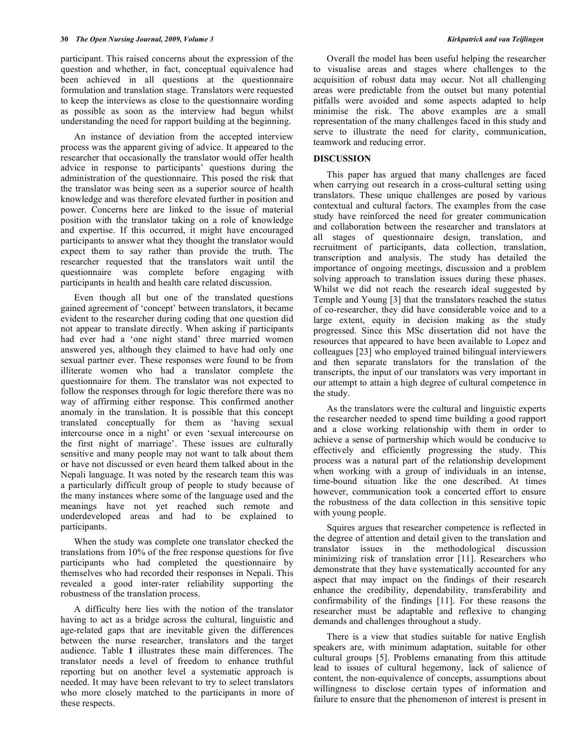participant. This raised concerns about the expression of the question and whether, in fact, conceptual equivalence had been achieved in all questions at the questionnaire formulation and translation stage. Translators were requested to keep the interviews as close to the questionnaire wording as possible as soon as the interview had begun whilst understanding the need for rapport building at the beginning.

An instance of deviation from the accepted interview process was the apparent giving of advice. It appeared to the researcher that occasionally the translator would offer health advice in response to participants' questions during the administration of the questionnaire. This posed the risk that the translator was being seen as a superior source of health knowledge and was therefore elevated further in position and power. Concerns here are linked to the issue of material position with the translator taking on a role of knowledge and expertise. If this occurred, it might have encouraged participants to answer what they thought the translator would expect them to say rather than provide the truth. The researcher requested that the translators wait until the questionnaire was complete before engaging with participants in health and health care related discussion.

Even though all but one of the translated questions gained agreement of 'concept' between translators, it became evident to the researcher during coding that one question did not appear to translate directly. When asking if participants had ever had a 'one night stand' three married women answered yes, although they claimed to have had only one sexual partner ever. These responses were found to be from illiterate women who had a translator complete the questionnaire for them. The translator was not expected to follow the responses through for logic therefore there was no way of affirming either response. This confirmed another anomaly in the translation. It is possible that this concept translated conceptually for them as 'having sexual intercourse once in a night' or even 'sexual intercourse on the first night of marriage'. These issues are culturally sensitive and many people may not want to talk about them or have not discussed or even heard them talked about in the Nepali language. It was noted by the research team this was a particularly difficult group of people to study because of the many instances where some of the language used and the meanings have not yet reached such remote and underdeveloped areas and had to be explained to participants.

When the study was complete one translator checked the translations from 10% of the free response questions for five participants who had completed the questionnaire by themselves who had recorded their responses in Nepali. This revealed a good inter-rater reliability supporting the robustness of the translation process.

A difficulty here lies with the notion of the translator having to act as a bridge across the cultural, linguistic and age-related gaps that are inevitable given the differences between the nurse researcher, translators and the target audience. Table **1** illustrates these main differences. The translator needs a level of freedom to enhance truthful reporting but on another level a systematic approach is needed. It may have been relevant to try to select translators who more closely matched to the participants in more of these respects.

Overall the model has been useful helping the researcher to visualise areas and stages where challenges to the acquisition of robust data may occur. Not all challenging areas were predictable from the outset but many potential pitfalls were avoided and some aspects adapted to help minimise the risk. The above examples are a small representation of the many challenges faced in this study and serve to illustrate the need for clarity, communication, teamwork and reducing error.

## DISCUSSION

This paper has argued that many challenges are faced when carrying out research in a cross-cultural setting using translators. These unique challenges are posed by various contextual and cultural factors. The examples from the case study have reinforced the need for greater communication and collaboration between the researcher and translators at all stages of questionnaire design, translation, and recruitment of participants, data collection, translation, transcription and analysis. The study has detailed the importance of ongoing meetings, discussion and a problem solving approach to translation issues during these phases. Whilst we did not reach the research ideal suggested by Temple and Young [3] that the translators reached the status of co-researcher, they did have considerable voice and to a large extent, equity in decision making as the study progressed. Since this MSc dissertation did not have the resources that appeared to have been available to Lopez and colleagues [23] who employed trained bilingual interviewers and then separate translators for the translation of the transcripts, the input of our translators was very important in our attempt to attain a high degree of cultural competence in the study.

As the translators were the cultural and linguistic experts the researcher needed to spend time building a good rapport and a close working relationship with them in order to achieve a sense of partnership which would be conducive to effectively and efficiently progressing the study. This process was a natural part of the relationship development when working with a group of individuals in an intense, time-bound situation like the one described. At times however, communication took a concerted effort to ensure the robustness of the data collection in this sensitive topic with young people.

Squires argues that researcher competence is reflected in the degree of attention and detail given to the translation and translator issues in the methodological discussion minimizing risk of translation error [11]. Researchers who demonstrate that they have systematically accounted for any aspect that may impact on the findings of their research enhance the credibility, dependability, transferability and confirmability of the findings [11]. For these reasons the researcher must be adaptable and reflexive to changing demands and challenges throughout a study.

There is a view that studies suitable for native English speakers are, with minimum adaptation, suitable for other cultural groups [5]. Problems emanating from this attitude lead to issues of cultural hegemony, lack of salience of content, the non-equivalence of concepts, assumptions about willingness to disclose certain types of information and failure to ensure that the phenomenon of interest is present in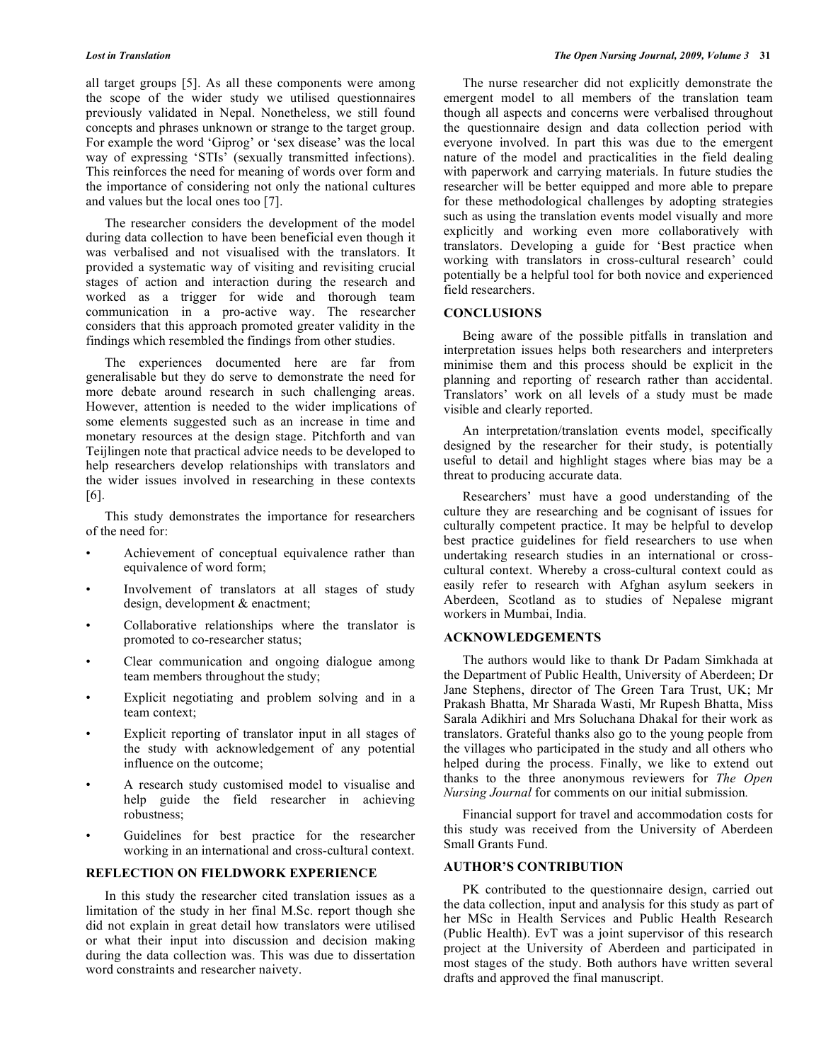all target groups [5]. As all these components were among the scope of the wider study we utilised questionnaires previously validated in Nepal. Nonetheless, we still found concepts and phrases unknown or strange to the target group. For example the word 'Giprog' or 'sex disease' was the local way of expressing 'STIs' (sexually transmitted infections). This reinforces the need for meaning of words over form and the importance of considering not only the national cultures and values but the local ones too [7].

The researcher considers the development of the model during data collection to have been beneficial even though it was verbalised and not visualised with the translators. It provided a systematic way of visiting and revisiting crucial stages of action and interaction during the research and worked as a trigger for wide and thorough team communication in a pro-active way. The researcher considers that this approach promoted greater validity in the findings which resembled the findings from other studies.

The experiences documented here are far from generalisable but they do serve to demonstrate the need for more debate around research in such challenging areas. However, attention is needed to the wider implications of some elements suggested such as an increase in time and monetary resources at the design stage. Pitchforth and van Teijlingen note that practical advice needs to be developed to help researchers develop relationships with translators and the wider issues involved in researching in these contexts [6].

This study demonstrates the importance for researchers of the need for:

- Achievement of conceptual equivalence rather than equivalence of word form;
- Involvement of translators at all stages of study design, development & enactment;
- Collaborative relationships where the translator is promoted to co-researcher status;
- Clear communication and ongoing dialogue among team members throughout the study;
- Explicit negotiating and problem solving and in a team context;
- Explicit reporting of translator input in all stages of the study with acknowledgement of any potential influence on the outcome;
- A research study customised model to visualise and help guide the field researcher in achieving robustness;
- Guidelines for best practice for the researcher working in an international and cross-cultural context.

## REFLECTION ON FIELDWORK EXPERIENCE

In this study the researcher cited translation issues as a limitation of the study in her final M.Sc. report though she did not explain in great detail how translators were utilised or what their input into discussion and decision making during the data collection was. This was due to dissertation word constraints and researcher naivety.

The nurse researcher did not explicitly demonstrate the emergent model to all members of the translation team though all aspects and concerns were verbalised throughout the questionnaire design and data collection period with everyone involved. In part this was due to the emergent nature of the model and practicalities in the field dealing with paperwork and carrying materials. In future studies the researcher will be better equipped and more able to prepare for these methodological challenges by adopting strategies such as using the translation events model visually and more explicitly and working even more collaboratively with translators. Developing a guide for 'Best practice when working with translators in cross-cultural research' could potentially be a helpful tool for both novice and experienced field researchers.

## CONCLUSIONS

Being aware of the possible pitfalls in translation and interpretation issues helps both researchers and interpreters minimise them and this process should be explicit in the planning and reporting of research rather than accidental. Translators' work on all levels of a study must be made visible and clearly reported.

An interpretation/translation events model, specifically designed by the researcher for their study, is potentially useful to detail and highlight stages where bias may be a threat to producing accurate data.

Researchers' must have a good understanding of the culture they are researching and be cognisant of issues for culturally competent practice. It may be helpful to develop best practice guidelines for field researchers to use when undertaking research studies in an international or cross-cultural context. Whereby a cross-cultural context could as easily refer to research with Afghan asylum seekers in Aberdeen, Scotland as to studies of Nepalese migrant workers in Mumbai, India.

## ACKNOWLEDGEMENTS

The authors would like to thank Dr Padam Simkhada at the Department of Public Health, University of Aberdeen; Dr Jane Stephens, director of The Green Tara Trust, UK; Mr Prakash Bhatta, Mr Sharada Wasti, Mr Rupesh Bhatta, Miss Sarala Adikhiri and Mrs Soluchana Dhakal for their work as translators. Grateful thanks also go to the young people from the villages who participated in the study and all others who helped during the process. Finally, we like to extend out thanks to the three anonymous reviewers for *The Open Nursing Journal* for comments on our initial submission.

Financial support for travel and accommodation costs for this study was received from the University of Aberdeen Small Grants Fund.

## AUTHOR'S CONTRIBUTION

PK contributed to the questionnaire design, carried out the data collection, input and analysis for this study as part of her MSc in Health Services and Public Health Research (Public Health). EvT was a joint supervisor of this research project at the University of Aberdeen and participated in most stages of the study. Both authors have written several drafts and approved the final manuscript.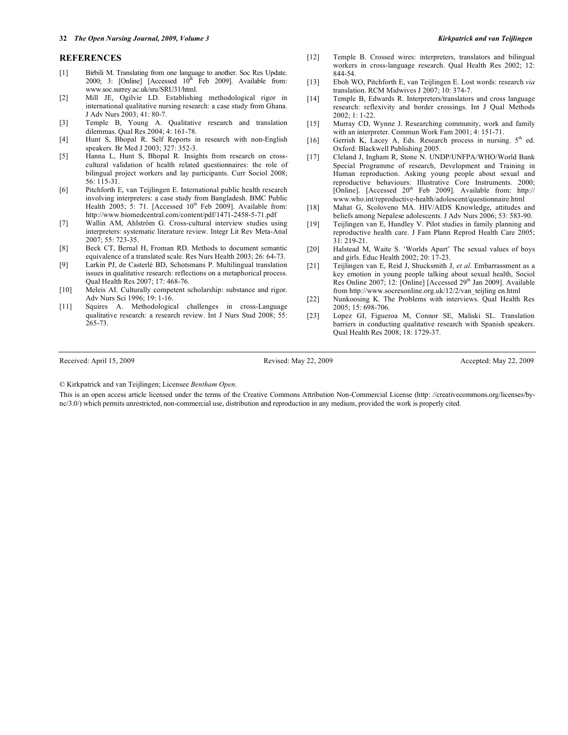## REFERENCES

[1] Birbili M. Translating from one language to another. Soc Res Update. 2000; 3: [Online] [Accessed 10th Feb 2009]. Available from: www.soc.surrey.ac.uk/sru/SRU31/html.

[2] Mill JE, Ogilvie LD. Establishing methodological rigor in international qualitative nursing research: a case study from Ghana. J Adv Nurs 2003; 41: 80-7.

[3] Temple B, Young A. Qualitative research and translation dilemmas. Qual Res 2004; 4: 161-78.

[4] Hunt S, Bhopal R. Self Reports in research with non-English speakers. Br Med J 2003; 327: 352-3.

[5] Hanna L, Hunt S, Bhopal R. Insights from research on cross-cultural validation of health related questionnaires: the role of bilingual project workers and lay participants. Curr Sociol 2008; 56: 115-31.

[6] Pitchforth E, van Teijlingen E. International public health research involving interpreters: a case study from Bangladesh. BMC Public Health 2005; 5: 71. [Accessed 10th Feb 2009]. Available from: http://www.biomedcentral.com/content/pdf/1471-2458-5-71.pdf

[7] Wallin AM, Ahlström G. Cross-cultural interview studies using interpreters: systematic literature review. Integr Lit Rev Meta-Anal 2007; 55: 723-35.

[8] Beck CT, Bernal H, Froman RD. Methods to document semantic equivalence of a translated scale. Res Nurs Health 2003; 26: 64-73.

[9] Larkin PJ, de Casterlé BD, Schotsmans P. Multilingual translation issues in qualitative research: reflections on a metaphorical process. Qual Health Res 2007; 17: 468-76.

[10] Meleis AI. Culturally competent scholarship: substance and rigor. Adv Nurs Sci 1996; 19: 1-16.

[11] Squires A. Methodological challenges in cross-Language qualitative research: a research review. Int J Nurs Stud 2008; 55: 265-73.

[12] Temple B. Crossed wires: interpreters, translators and bilingual workers in cross-language research. Qual Health Res 2002; 12: 844-54.

[13] Eboh WO, Pitchforth E, van Teijlingen E. Lost words: research *via* translation. RCM Midwives J 2007; 10: 374-7.

[14] Temple B, Edwards R. Interpreters/translators and cross language research: reflexivity and border crossings. Int J Qual Methods 2002; 1: 1-22.

[15] Murray CD, Wynne J. Researching community, work and family with an interpreter. Commun Work Fam 2001; 4: 151-71.

[16] Gerrish K, Lacey A, Eds. Research process in nursing. 5th ed. Oxford: Blackwell Publishing 2005.

[17] Cleland J, Ingham R, Stone N. UNDP/UNFPA/WHO/World Bank Special Programme of research, Development and Training in Human reproduction. Asking young people about sexual and reproductive behaviours: Illustrative Core Instruments. 2000; [Online]. [Accessed 20th Feb 2009]. Available from: http://www.who.int/reproductive-health/adolescent/questionnaire.html

[18] Mahat G, Scoloveno MA. HIV/AIDS Knowledge, attitudes and beliefs among Nepalese adolescents. J Adv Nurs 2006; 53: 583-90.

[19] Teijlingen van E, Hundley V. Pilot studies in family planning and reproductive health care. J Fam Plann Reprod Health Care 2005; 31: 219-21.

[20] Halstead M, Waite S. 'Worlds Apart' The sexual values of boys and girls. Educ Health 2002; 20: 17-23.

[21] Teijlingen van E, Reid J, Shucksmith J, *et al*. Embarrassment as a key emotion in young people talking about sexual health, Sociol Res Online 2007; 12: [Online] [Accessed 29th Jan 2009]. Available from http://www.socresonline.org.uk/12/2/van_teijling en.html

[22] Nunkoosing K. The Problems with interviews. Qual Health Res 2005; 15: 698-706.

[23] Lopez GI, Figueroa M, Connor SE, Maliski SL. Translation barriers in conducting qualitative research with Spanish speakers. Qual Health Res 2008; 18: 1729-37.

---

Received: April 15, 2009 Revised: May 22, 2009 Accepted: May 22, 2009

© Kirkpatrick and van Teijlingen; Licensee *Bentham Open*.

This is an open access article licensed under the terms of the Creative Commons Attribution Non-Commercial License (http: //creativecommons.org/licenses/by-nc/3.0/) which permits unrestricted, non-commercial use, distribution and reproduction in any medium, provided the work is properly cited.